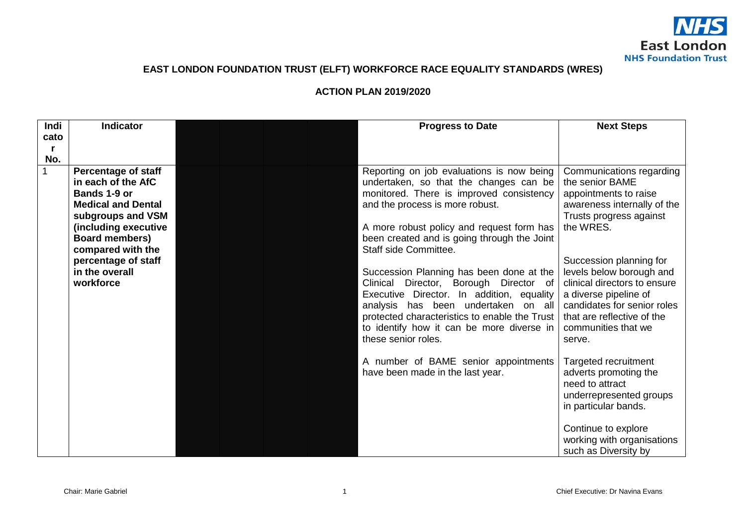**EAST LONDON FOUNDATION TRUST (ELFT) WORKFORCE RACE EQUALITY STANDARDS (WRES)**

**ACTION PLAN 2019/2020**

| Indicator No. | Indicator | | | | | Progress to Date | Next Steps |
|---|---|---|---|---|---|---|---|
| 1 | **Percentage of staff in each of the AfC Bands 1-9 or Medical and Dental subgroups and VSM (including executive Board members) compared with the percentage of staff in the overall workforce** | | | | | Reporting on job evaluations is now being undertaken, so that the changes can be monitored. There is improved consistency and the process is more robust.<br><br>A more robust policy and request form has been created and is going through the Joint Staff side Committee.<br><br>Succession Planning has been done at the Clinical Director, Borough Director of Executive Director. In addition, equality analysis has been undertaken on all protected characteristics to enable the Trust to identify how it can be more diverse in these senior roles.<br><br>A number of BAME senior appointments have been made in the last year. | Communications regarding the senior BAME appointments to raise awareness internally of the Trusts progress against the WRES.<br><br>Succession planning for levels below borough and clinical directors to ensure a diverse pipeline of candidates for senior roles that are reflective of the communities that we serve.<br><br>Targeted recruitment adverts promoting the need to attract underrepresented groups in particular bands.<br><br>Continue to explore working with organisations such as Diversity by |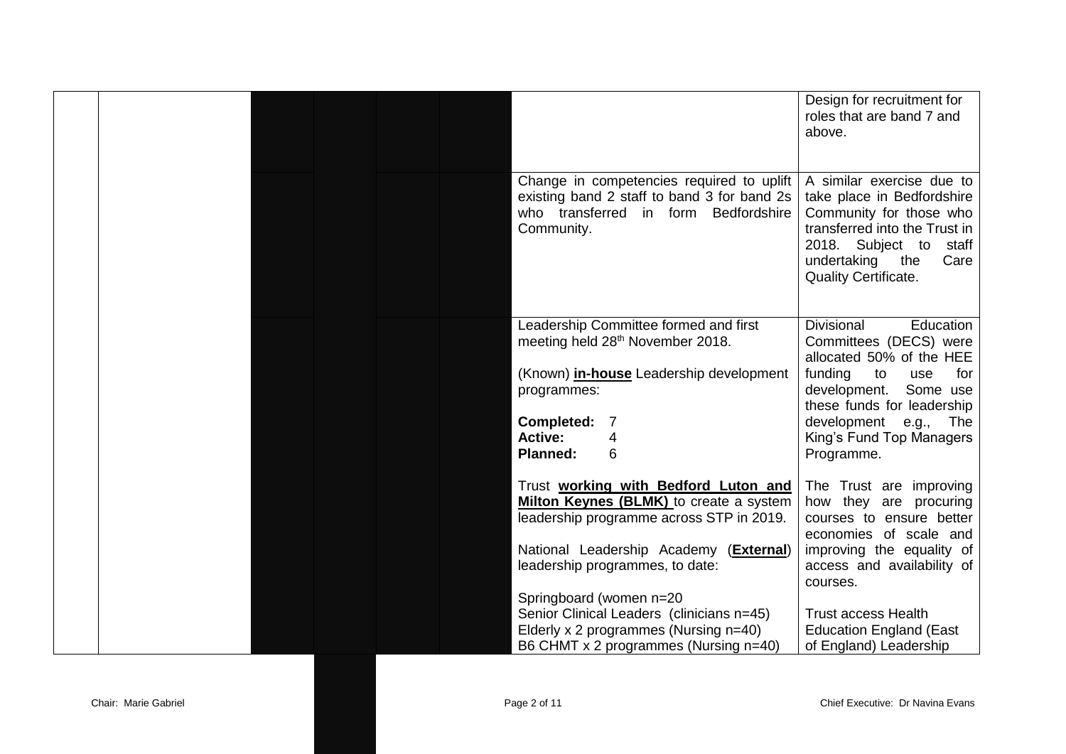| | | | | | | | |
|---|---|---|---|---|---|---|---|
| | | | | | | | Design for recruitment for roles that are band 7 and above. |
| | | | | | | Change in competencies required to uplift existing band 2 staff to band 3 for band 2s who transferred in form Bedfordshire Community. | A similar exercise due to take place in Bedfordshire Community for those who transferred into the Trust in 2018. Subject to staff undertaking the Care Quality Certificate. |
| | | | | | | Leadership Committee formed and first meeting held 28th November 2018.<br><br>(Known) **in-house** Leadership development programmes:<br><br>**Completed:** 7<br>**Active:** 4<br>**Planned:** 6<br><br>Trust **working with Bedford Luton and Milton Keynes (BLMK)** to create a system leadership programme across STP in 2019.<br><br>National Leadership Academy (**External**) leadership programmes, to date:<br><br>Springboard (women n=20<br>Senior Clinical Leaders (clinicians n=45)<br>Elderly x 2 programmes (Nursing n=40)<br>B6 CHMT x 2 programmes (Nursing n=40) | Divisional Education Committees (DECS) were allocated 50% of the HEE funding to use for development. Some use these funds for leadership development e.g., The King's Fund Top Managers Programme.<br><br>The Trust are improving how they are procuring courses to ensure better economies of scale and improving the equality of access and availability of courses.<br><br>Trust access Health Education England (East of England) Leadership |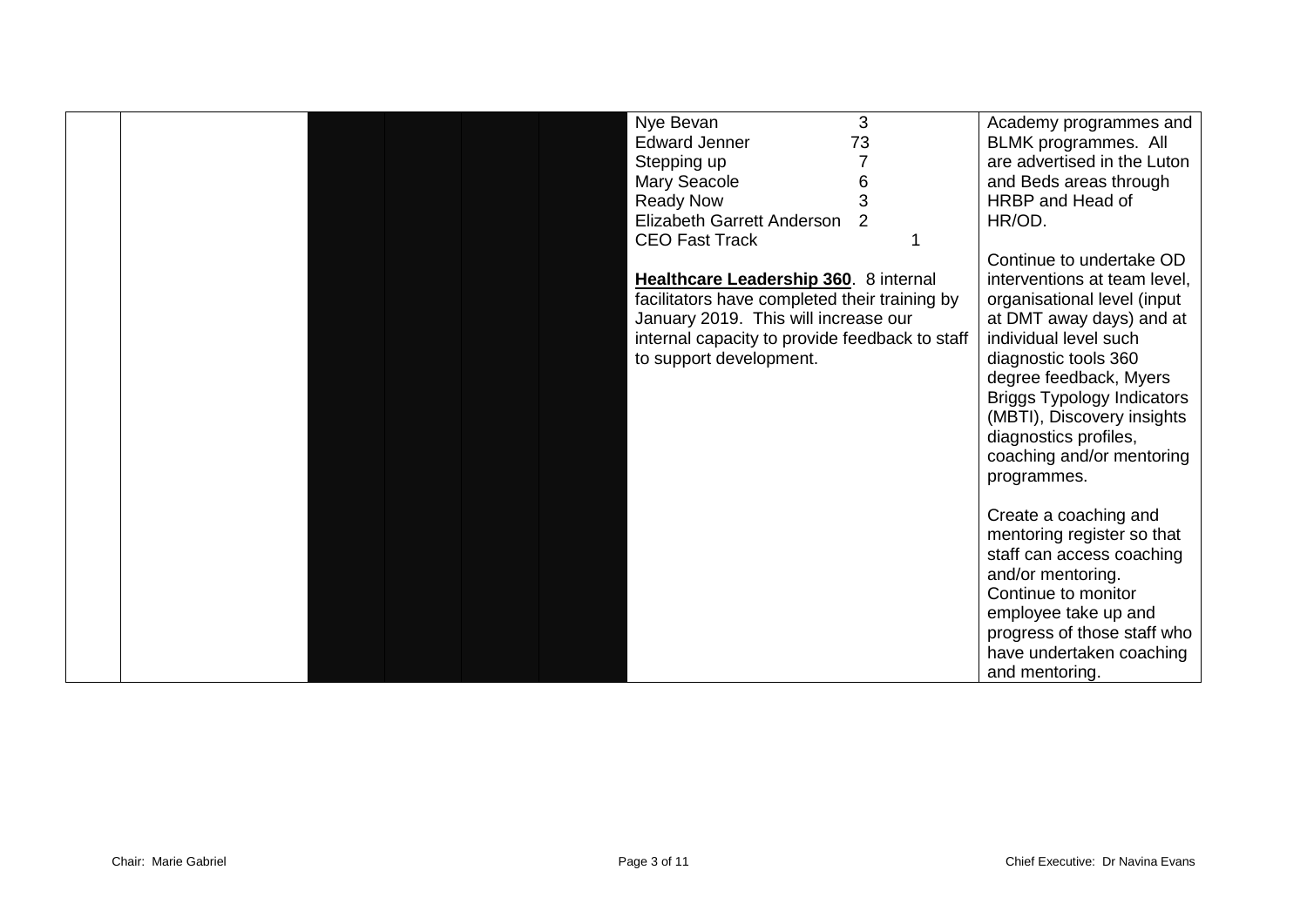|  |  |  |  |  |  |  |  |
|---|---|---|---|---|---|---|---|
|  |  |  |  |  |  | Nye Bevan 3<br>Edward Jenner 73<br>Stepping up 7<br>Mary Seacole 6<br>Ready Now 3<br>Elizabeth Garrett Anderson 2<br>CEO Fast Track 1<br><br>**Healthcare Leadership 360**. 8 internal facilitators have completed their training by January 2019. This will increase our internal capacity to provide feedback to staff to support development. | Academy programmes and BLMK programmes. All are advertised in the Luton and Beds areas through HRBP and Head of HR/OD.<br><br>Continue to undertake OD interventions at team level, organisational level (input at DMT away days) and at individual level such diagnostic tools 360 degree feedback, Myers Briggs Typology Indicators (MBTI), Discovery insights diagnostics profiles, coaching and/or mentoring programmes.<br><br>Create a coaching and mentoring register so that staff can access coaching and/or mentoring.<br>Continue to monitor employee take up and progress of those staff who have undertaken coaching and mentoring. |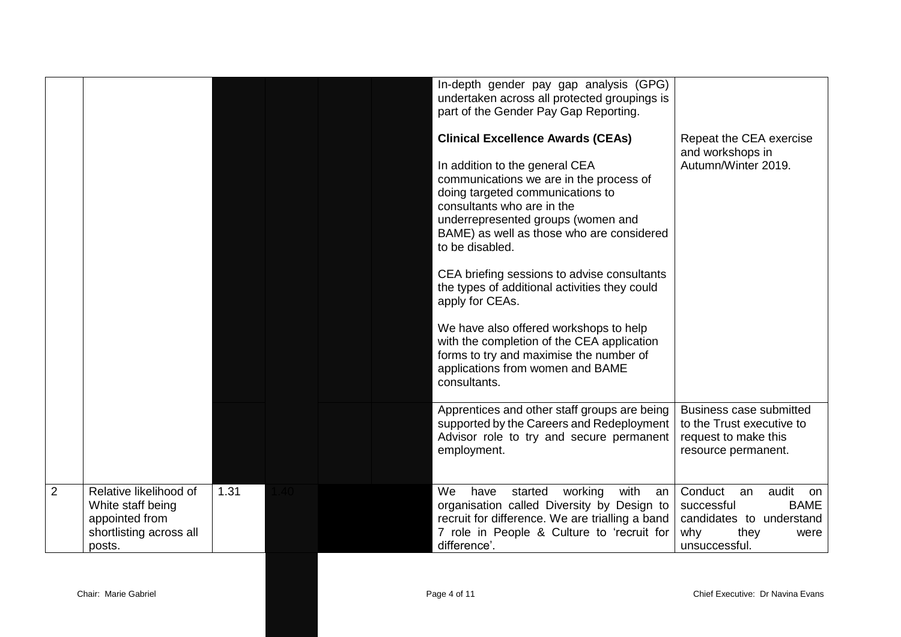| | | | | | | | |
|---|---|---|---|---|---|---|---|
| | | | | | | In-depth gender pay gap analysis (GPG) undertaken across all protected groupings is part of the Gender Pay Gap Reporting.<br><br>**Clinical Excellence Awards (CEAs)**<br><br>In addition to the general CEA communications we are in the process of doing targeted communications to consultants who are in the underrepresented groups (women and BAME) as well as those who are considered to be disabled.<br><br>CEA briefing sessions to advise consultants the types of additional activities they could apply for CEAs.<br><br>We have also offered workshops to help with the completion of the CEA application forms to try and maximise the number of applications from women and BAME consultants. | Repeat the CEA exercise and workshops in Autumn/Winter 2019. |
| | | | | | | Apprentices and other staff groups are being supported by the Careers and Redeployment Advisor role to try and secure permanent employment. | Business case submitted to the Trust executive to request to make this resource permanent. |
| 2 | Relative likelihood of White staff being appointed from shortlisting across all posts. | 1.31 | 1.40 | | | We have started working with an organisation called Diversity by Design to recruit for difference. We are trialling a band 7 role in People & Culture to 'recruit for difference'. | Conduct an audit on successful BAME candidates to understand why they were unsuccessful. |

Chair: Marie Gabriel

Chief Executive: Dr Navina Evans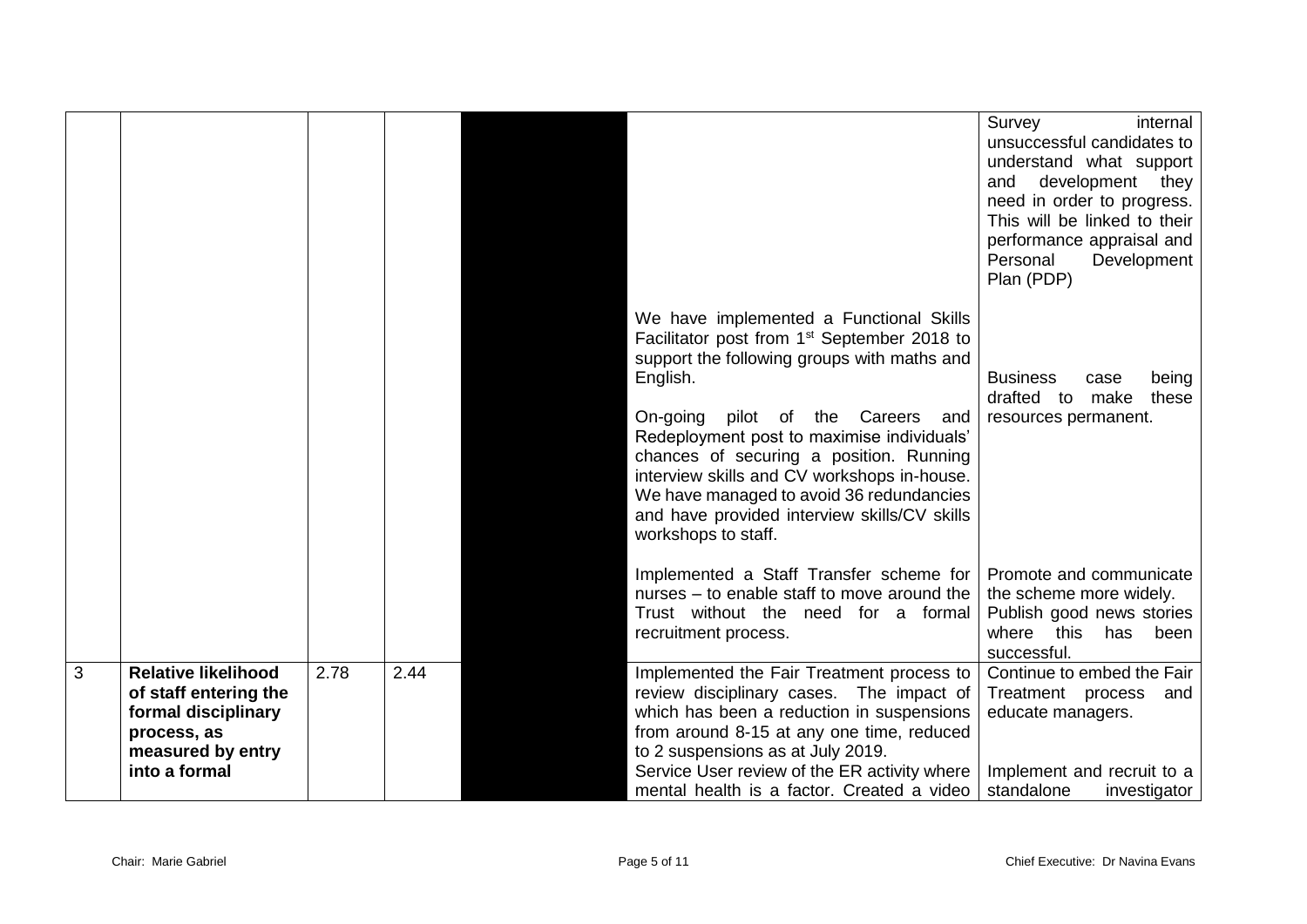| | | | | | | |
|---|---|---|---|---|---|---|
| | | | | | | Survey internal unsuccessful candidates to understand what support and development they need in order to progress. This will be linked to their performance appraisal and Personal Development Plan (PDP) |
| | | | | | We have implemented a Functional Skills Facilitator post from 1st September 2018 to support the following groups with maths and English.<br><br>On-going pilot of the Careers and Redeployment post to maximise individuals' chances of securing a position. Running interview skills and CV workshops in-house. We have managed to avoid 36 redundancies and have provided interview skills/CV skills workshops to staff. | Business case being drafted to make these resources permanent. |
| | | | | | Implemented a Staff Transfer scheme for nurses – to enable staff to move around the Trust without the need for a formal recruitment process. | Promote and communicate the scheme more widely. Publish good news stories where this has been successful. |
| 3 | **Relative likelihood of staff entering the formal disciplinary process, as measured by entry into a formal** | 2.78 | 2.44 | | Implemented the Fair Treatment process to review disciplinary cases. The impact of which has been a reduction in suspensions from around 8-15 at any one time, reduced to 2 suspensions as at July 2019.<br>Service User review of the ER activity where mental health is a factor. Created a video | Continue to embed the Fair Treatment process and educate managers.<br><br>Implement and recruit to a standalone investigator |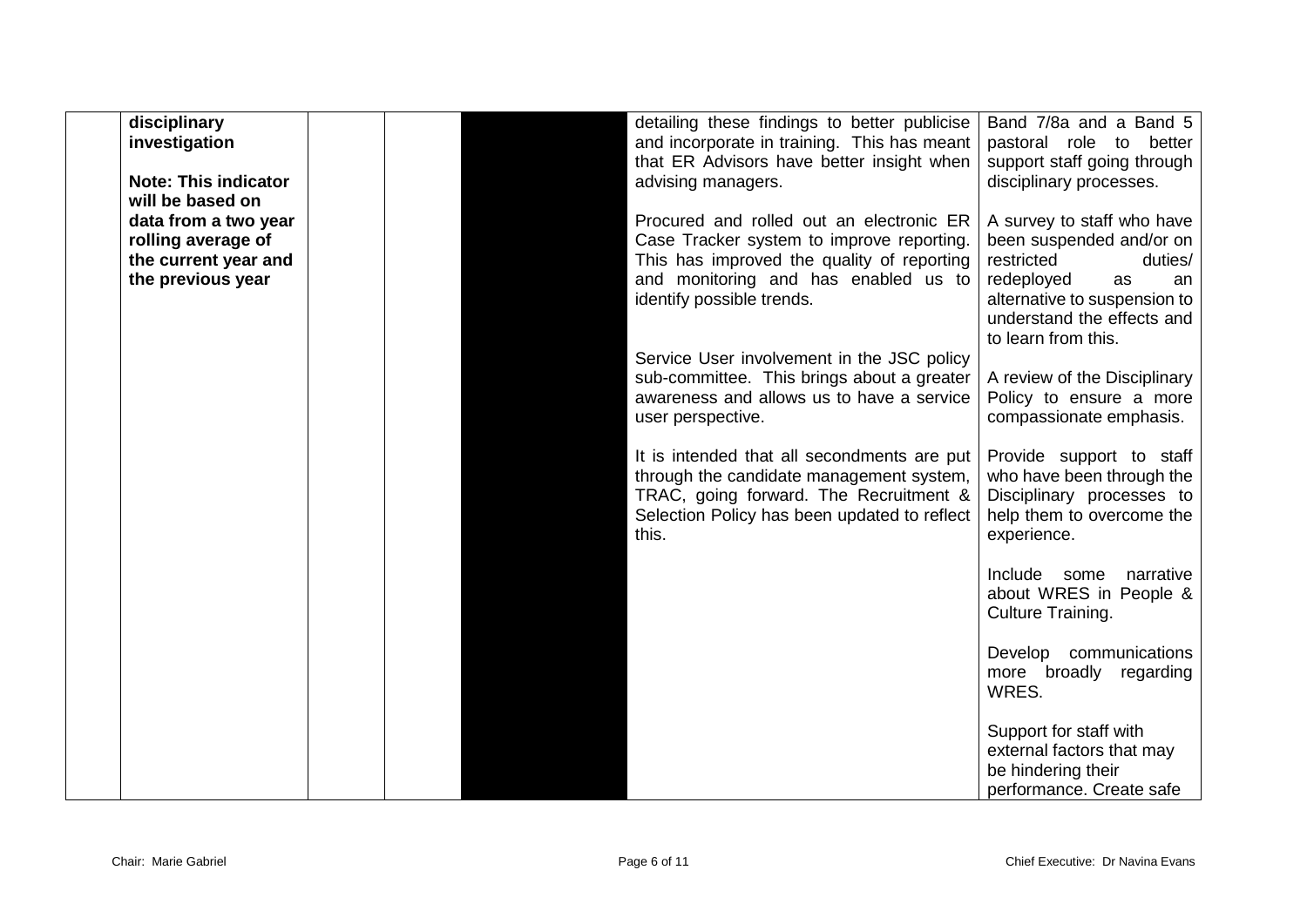|  |  |  |  |  |  |  |
|---|---|---|---|---|---|---|
|  | **disciplinary investigation**<br><br>**Note: This indicator will be based on data from a two year rolling average of the current year and the previous year** |  |  |  | detailing these findings to better publicise and incorporate in training. This has meant that ER Advisors have better insight when advising managers.<br><br>Procured and rolled out an electronic ER Case Tracker system to improve reporting. This has improved the quality of reporting and monitoring and has enabled us to identify possible trends.<br><br>Service User involvement in the JSC policy sub-committee. This brings about a greater awareness and allows us to have a service user perspective.<br><br>It is intended that all secondments are put through the candidate management system, TRAC, going forward. The Recruitment & Selection Policy has been updated to reflect this. | Band 7/8a and a Band 5 pastoral role to better support staff going through disciplinary processes.<br><br>A survey to staff who have been suspended and/or on restricted duties/ redeployed as an alternative to suspension to understand the effects and to learn from this.<br><br>A review of the Disciplinary Policy to ensure a more compassionate emphasis.<br><br>Provide support to staff who have been through the Disciplinary processes to help them to overcome the experience.<br><br>Include some narrative about WRES in People & Culture Training.<br><br>Develop communications more broadly regarding WRES.<br><br>Support for staff with external factors that may be hindering their performance. Create safe |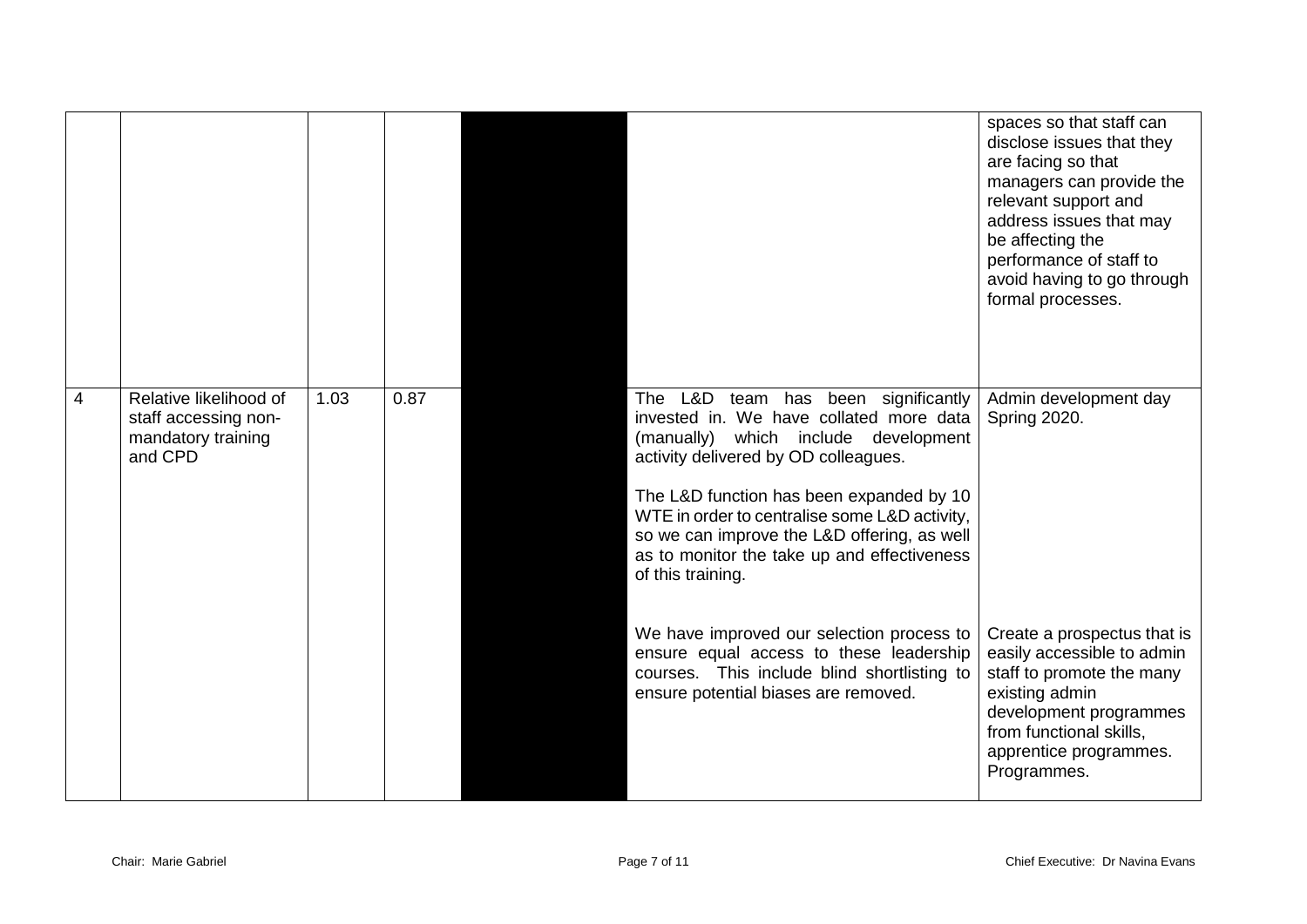| | | | | | | |
|---|---|---|---|---|---|---|
| | | | | | | spaces so that staff can disclose issues that they are facing so that managers can provide the relevant support and address issues that may be affecting the performance of staff to avoid having to go through formal processes. |
| 4 | Relative likelihood of staff accessing non-mandatory training and CPD | 1.03 | 0.87 | | The L&D team has been significantly invested in. We have collated more data (manually) which include development activity delivered by OD colleagues.<br><br>The L&D function has been expanded by 10 WTE in order to centralise some L&D activity, so we can improve the L&D offering, as well as to monitor the take up and effectiveness of this training. | Admin development day Spring 2020. |
| | | | | | We have improved our selection process to ensure equal access to these leadership courses. This include blind shortlisting to ensure potential biases are removed. | Create a prospectus that is easily accessible to admin staff to promote the many existing admin development programmes from functional skills, apprentice programmes. Programmes. |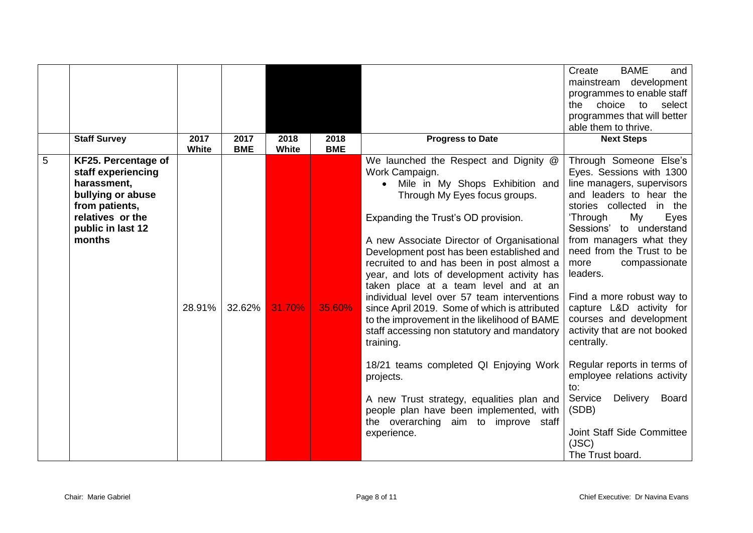| | | | | | | | Create BAME and mainstream development programmes to enable staff the choice to select programmes that will better able them to thrive. |
|---|---|---|---|---|---|---|---|
| | **Staff Survey** | **2017 White** | **2017 BME** | **2018 White** | **2018 BME** | **Progress to Date** | **Next Steps** |
| 5 | **KF25. Percentage of staff experiencing harassment, bullying or abuse from patients, relatives or the public in last 12 months** | 28.91% | 32.62% | 31.70% | 35.60% | We launched the Respect and Dignity @ Work Campaign.<br>• Mile in My Shops Exhibition and Through My Eyes focus groups.<br><br>Expanding the Trust's OD provision.<br><br>A new Associate Director of Organisational Development post has been established and recruited to and has been in post almost a year, and lots of development activity has taken place at a team level and at an individual level over 57 team interventions since April 2019. Some of which is attributed to the improvement in the likelihood of BAME staff accessing non statutory and mandatory training.<br><br>18/21 teams completed QI Enjoying Work projects.<br><br>A new Trust strategy, equalities plan and people plan have been implemented, with the overarching aim to improve staff experience. | Through Someone Else's Eyes. Sessions with 1300 line managers, supervisors and leaders to hear the stories collected in the 'Through My Eyes Sessions' to understand from managers what they need from the Trust to be more compassionate leaders.<br><br>Find a more robust way to capture L&D activity for courses and development activity that are not booked centrally.<br><br>Regular reports in terms of employee relations activity to:<br>Service Delivery Board (SDB)<br><br>Joint Staff Side Committee (JSC)<br>The Trust board. |

Chair: Marie Gabriel

Chief Executive: Dr Navina Evans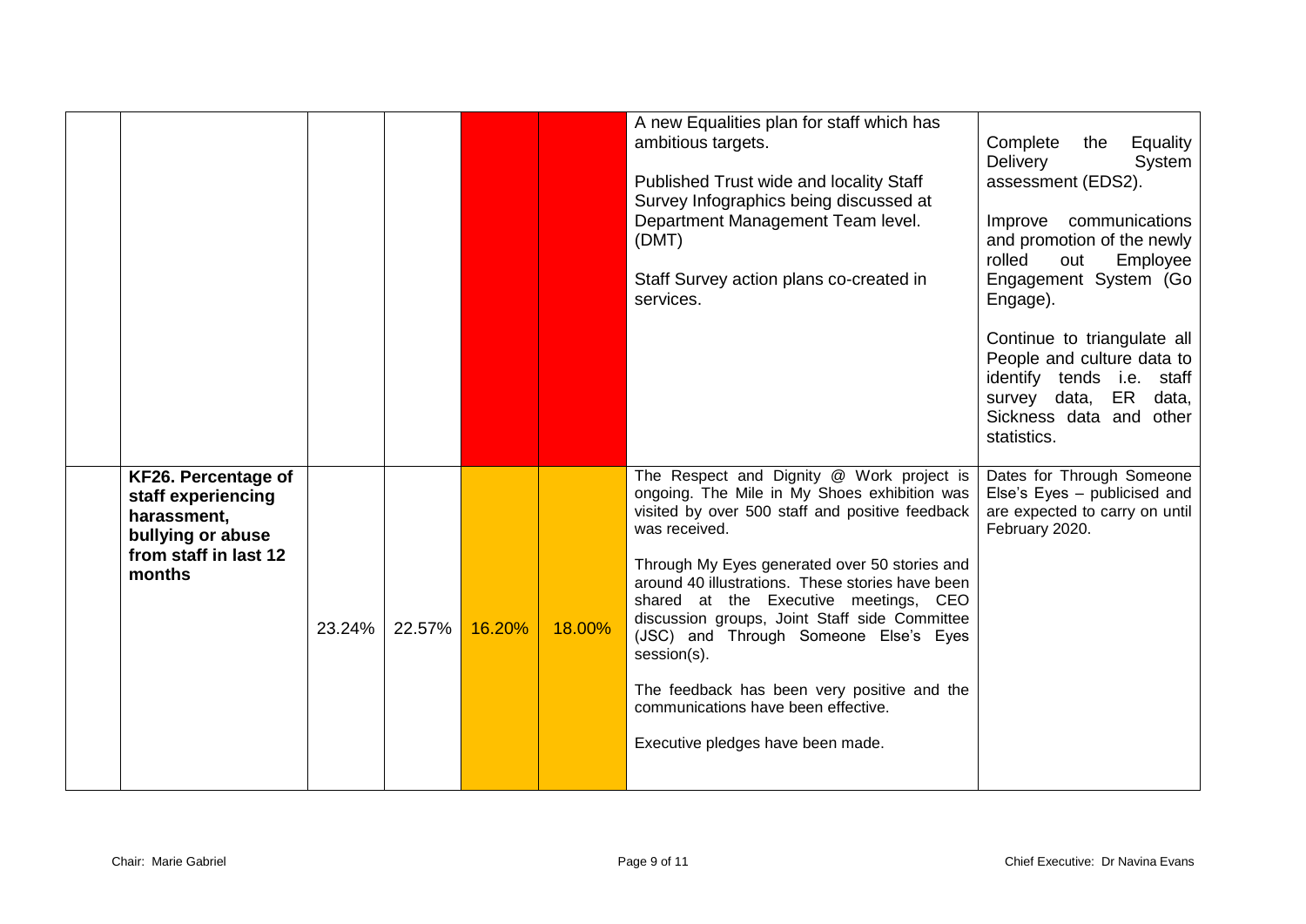| | | | | | | | |
|---|---|---|---|---|---|---|---|
| | | | | | | A new Equalities plan for staff which has ambitious targets.<br><br>Published Trust wide and locality Staff Survey Infographics being discussed at Department Management Team level. (DMT)<br><br>Staff Survey action plans co-created in services. | Complete the Equality Delivery System assessment (EDS2).<br><br>Improve communications and promotion of the newly rolled out Employee Engagement System (Go Engage).<br><br>Continue to triangulate all People and culture data to identify tends i.e. staff survey data, ER data, Sickness data and other statistics. |
| | **KF26. Percentage of staff experiencing harassment, bullying or abuse from staff in last 12 months** | 23.24% | 22.57% | 16.20% | 18.00% | The Respect and Dignity @ Work project is ongoing. The Mile in My Shoes exhibition was visited by over 500 staff and positive feedback was received.<br><br>Through My Eyes generated over 50 stories and around 40 illustrations. These stories have been shared at the Executive meetings, CEO discussion groups, Joint Staff side Committee (JSC) and Through Someone Else's Eyes session(s).<br><br>The feedback has been very positive and the communications have been effective.<br><br>Executive pledges have been made. | Dates for Through Someone Else's Eyes – publicised and are expected to carry on until February 2020. |

Chair: Marie Gabriel

Chief Executive: Dr Navina Evans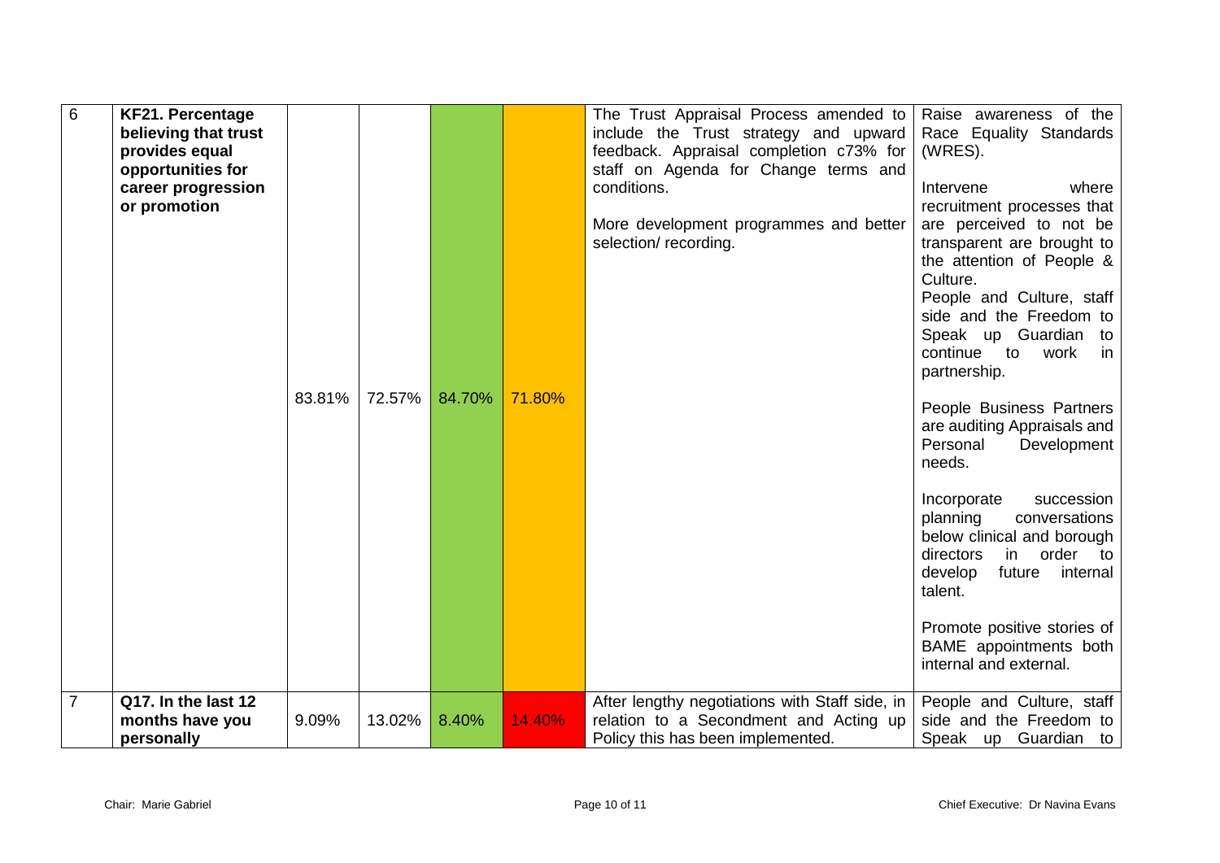| 6 | **KF21. Percentage believing that trust provides equal opportunities for career progression or promotion** | 83.81% | 72.57% | 84.70% | 71.80% | The Trust Appraisal Process amended to include the Trust strategy and upward feedback. Appraisal completion c73% for staff on Agenda for Change terms and conditions.<br><br>More development programmes and better selection/ recording. | Raise awareness of the Race Equality Standards (WRES).<br><br>Intervene where recruitment processes that are perceived to not be transparent are brought to the attention of People & Culture.<br>People and Culture, staff side and the Freedom to Speak up Guardian to continue to work in partnership.<br><br>People Business Partners are auditing Appraisals and Personal Development needs.<br><br>Incorporate succession planning conversations below clinical and borough directors in order to develop future internal talent.<br><br>Promote positive stories of BAME appointments both internal and external. |
|---|---|---|---|---|---|---|---|
| 7 | **Q17. In the last 12 months have you personally** | 9.09% | 13.02% | 8.40% | 14.40% | After lengthy negotiations with Staff side, in relation to a Secondment and Acting up Policy this has been implemented. | People and Culture, staff side and the Freedom to Speak up Guardian to |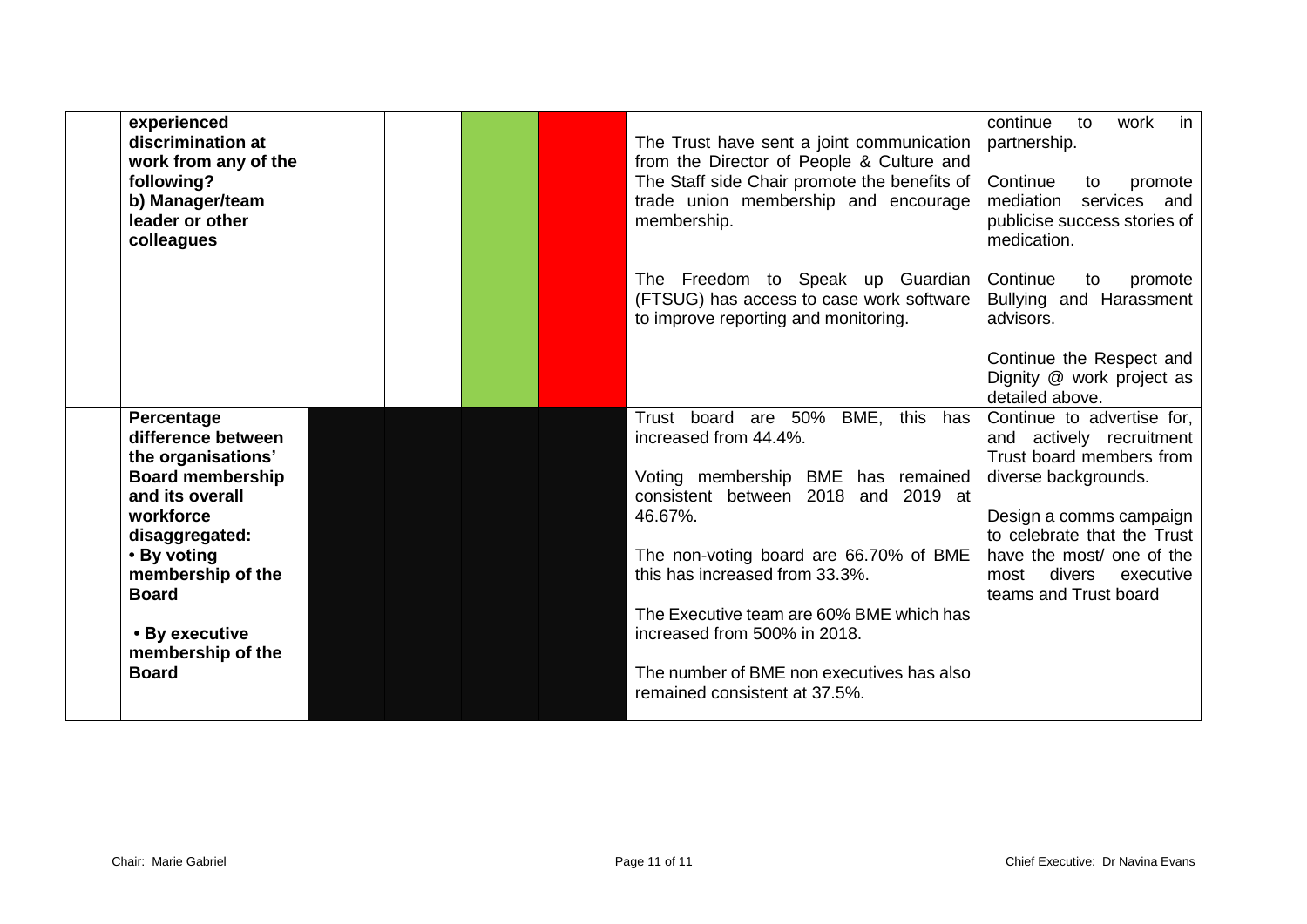| | | | | | | | |
|---|---|---|---|---|---|---|---|
| | **experienced discrimination at work from any of the following?**<br>**b) Manager/team leader or other colleagues** | | | | | The Trust have sent a joint communication from the Director of People & Culture and The Staff side Chair promote the benefits of trade union membership and encourage membership.<br><br>The Freedom to Speak up Guardian (FTSUG) has access to case work software to improve reporting and monitoring. | continue to work in partnership.<br><br>Continue to promote mediation services and publicise success stories of medication.<br><br>Continue to promote Bullying and Harassment advisors.<br><br>Continue the Respect and Dignity @ work project as detailed above. |
| | **Percentage difference between the organisations' Board membership and its overall workforce disaggregated:**<br>**• By voting membership of the Board**<br><br>**• By executive membership of the Board** | | | | | Trust board are 50% BME, this has increased from 44.4%.<br><br>Voting membership BME has remained consistent between 2018 and 2019 at 46.67%.<br><br>The non-voting board are 66.70% of BME this has increased from 33.3%.<br><br>The Executive team are 60% BME which has increased from 500% in 2018.<br><br>The number of BME non executives has also remained consistent at 37.5%. | Continue to advertise for, and actively recruitment Trust board members from diverse backgrounds.<br><br>Design a comms campaign to celebrate that the Trust have the most/ one of the most divers executive teams and Trust board |

Chair: Marie Gabriel

Chief Executive: Dr Navina Evans